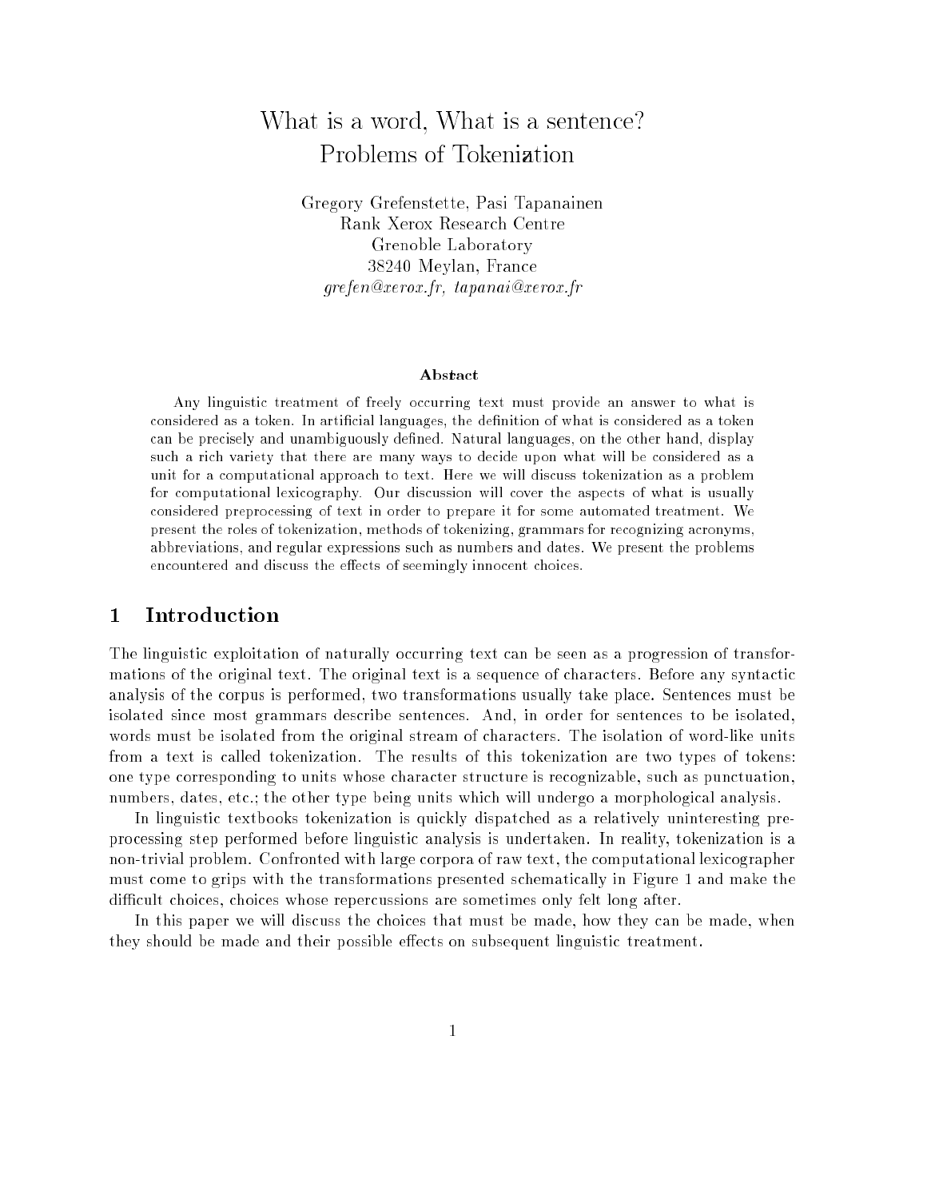# What is a word, What is a sentence? Problems of Tokenization

Gregory Grefenstette, Pasi Tapanainen
Rank Xerox Research Centre
Grenoble Laboratory
38240 Meylan, France
*grefen@xerox.fr, tapanai@xerox.fr*

### Abstract

Any linguistic treatment of freely occurring text must provide an answer to what is considered as a token. In artificial languages, the definition of what is considered as a token can be precisely and unambiguously defined. Natural languages, on the other hand, display such a rich variety that there are many ways to decide upon what will be considered as a unit for a computational approach to text. Here we will discuss tokenization as a problem for computational lexicography. Our discussion will cover the aspects of what is usually considered preprocessing of text in order to prepare it for some automated treatment. We present the roles of tokenization, methods of tokenizing, grammars for recognizing acronyms, abbreviations, and regular expressions such as numbers and dates. We present the problems encountered and discuss the effects of seemingly innocent choices.

## 1 Introduction

The linguistic exploitation of naturally occurring text can be seen as a progression of transformations of the original text. The original text is a sequence of characters. Before any syntactic analysis of the corpus is performed, two transformations usually take place. Sentences must be isolated since most grammars describe sentences. And, in order for sentences to be isolated, words must be isolated from the original stream of characters. The isolation of word-like units from a text is called tokenization. The results of this tokenization are two types of tokens: one type corresponding to units whose character structure is recognizable, such as punctuation, numbers, dates, etc.; the other type being units which will undergo a morphological analysis.

In linguistic textbooks tokenization is quickly dispatched as a relatively uninteresting preprocessing step performed before linguistic analysis is undertaken. In reality, tokenization is a non-trivial problem. Confronted with large corpora of raw text, the computational lexicographer must come to grips with the transformations presented schematically in Figure 1 and make the difficult choices, choices whose repercussions are sometimes only felt long after.

In this paper we will discuss the choices that must be made, how they can be made, when they should be made and their possible effects on subsequent linguistic treatment.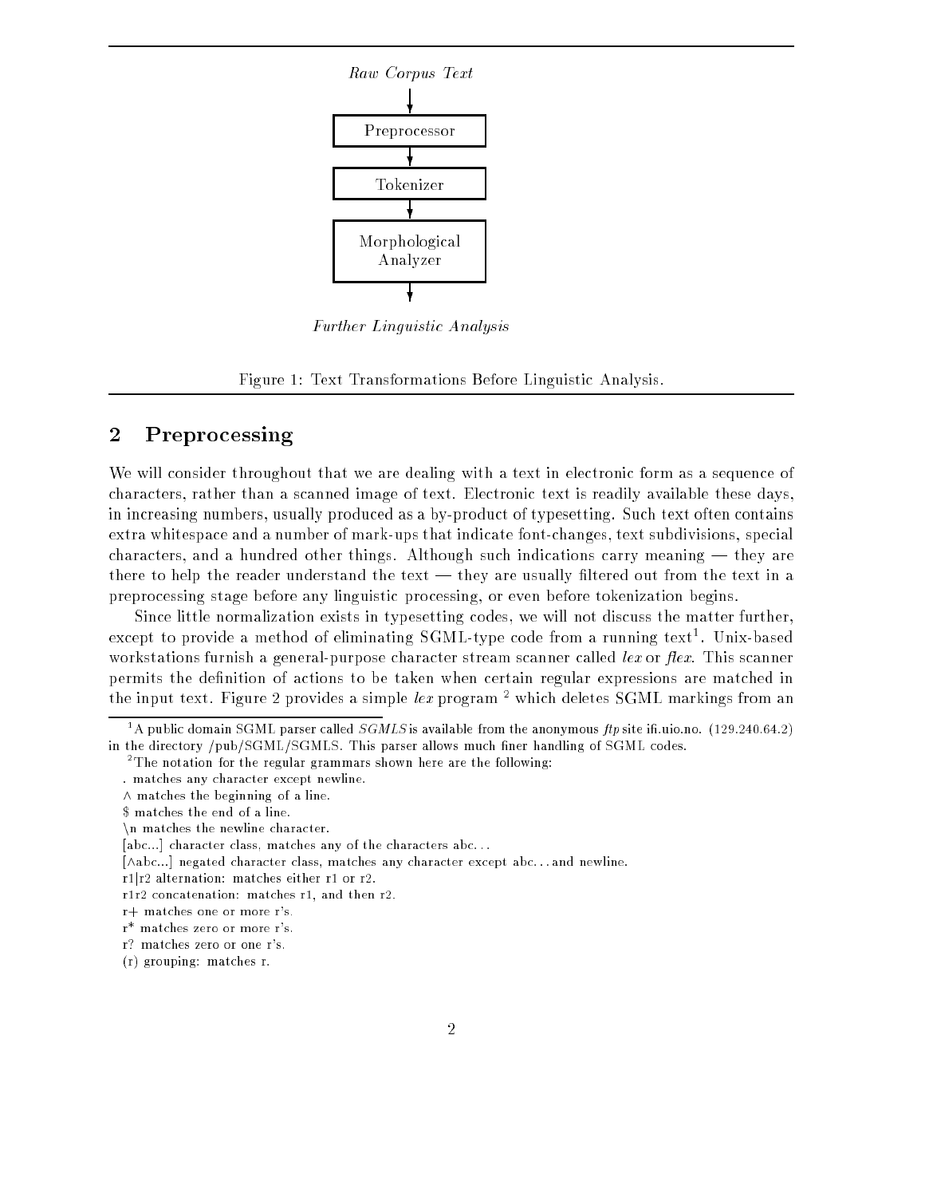*Raw Corpus Text*

↓

Preprocessor

↓

Tokenizer

↓

Morphological Analyzer

↓

*Further Linguistic Analysis*

Figure 1: Text Transformations Before Linguistic Analysis.

## 2 Preprocessing

We will consider throughout that we are dealing with a text in electronic form as a sequence of characters, rather than a scanned image of text. Electronic text is readily available these days, in increasing numbers, usually produced as a by-product of typesetting. Such text often contains extra whitespace and a number of mark-ups that indicate font-changes, text subdivisions, special characters, and a hundred other things. Although such indications carry meaning — they are there to help the reader understand the text — they are usually filtered out from the text in a preprocessing stage before any linguistic processing, or even before tokenization begins.

Since little normalization exists in typesetting codes, we will not discuss the matter further, except to provide a method of eliminating SGML-type code from a running text[1]. Unix-based workstations furnish a general-purpose character stream scanner called *lex* or *flex*. This scanner permits the definition of actions to be taken when certain regular expressions are matched in the input text. Figure 2 provides a simple *lex* program [2] which deletes SGML markings from an

---

[1] A public domain SGML parser called *SGMLS* is available from the anonymous *ftp* site ifi.uio.no. (129.240.64.2) in the directory /pub/SGML/SGMLS. This parser allows much finer handling of SGML codes.

[2] The notation for the regular grammars shown here are the following:

. matches any character except newline.

∧ matches the beginning of a line.

$ matches the end of a line.

\n matches the newline character.

[abc...] character class, matches any of the characters abc. . .

[∧abc...] negated character class, matches any character except abc. . . and newline.

r1|r2 alternation: matches either r1 or r2.

r1r2 concatenation: matches r1, and then r2.

r+ matches one or more r's.

r* matches zero or more r's.

r? matches zero or one r's.

(r) grouping: matches r.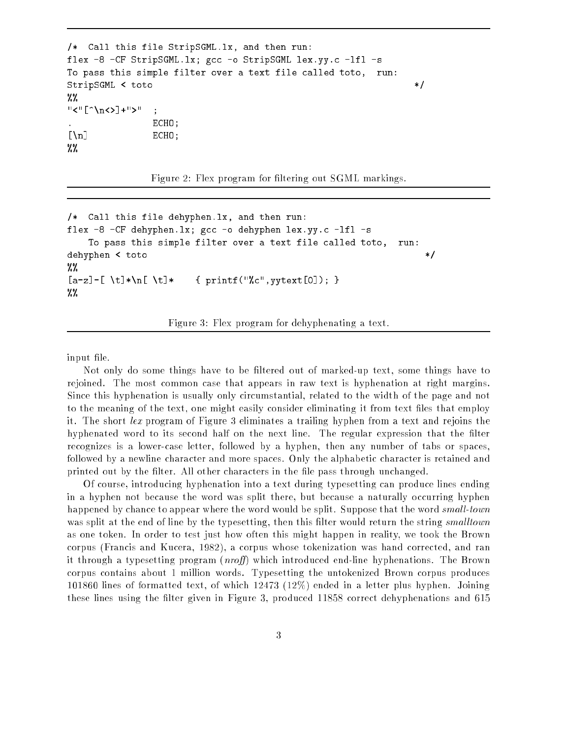```
/*  Call this file StripSGML.lx, and then run:
flex -8 -CF StripSGML.lx; gcc -o StripSGML lex.yy.c -lfl -s
To pass this simple filter over a text file called toto,  run:
StripSGML < toto                                                    */
%%
"<"[^\n<>]+">"  ;
.               ECHO;
[\n]            ECHO;
%%
```

Figure 2: Flex program for filtering out SGML markings.

```
/*  Call this file dehyphen.lx, and then run:
flex -8 -CF dehyphen.lx; gcc -o dehyphen lex.yy.c -lfl -s
    To pass this simple filter over a text file called toto,  run:
dehyphen < toto                                                     */
%%
[a-z]-[ \t]*\n[ \t]*    { printf("%c",yytext[0]); }
%%
```

Figure 3: Flex program for dehyphenating a text.

input file.

Not only do some things have to be filtered out of marked-up text, some things have to rejoined. The most common case that appears in raw text is hyphenation at right margins. Since this hyphenation is usually only circumstantial, related to the width of the page and not to the meaning of the text, one might easily consider eliminating it from text files that employ it. The short *lex* program of Figure 3 eliminates a trailing hyphen from a text and rejoins the hyphenated word to its second half on the next line. The regular expression that the filter recognizes is a lower-case letter, followed by a hyphen, then any number of tabs or spaces, followed by a newline character and more spaces. Only the alphabetic character is retained and printed out by the filter. All other characters in the file pass through unchanged.

Of course, introducing hyphenation into a text during typesetting can produce lines ending in a hyphen not because the word was split there, but because a naturally occurring hyphen happened by chance to appear where the word would be split. Suppose that the word *small-town* was split at the end of line by the typesetting, then this filter would return the string *smalltown* as one token. In order to test just how often this might happen in reality, we took the Brown corpus (Francis and Kucera, 1982), a corpus whose tokenization was hand corrected, and ran it through a typesetting program (*nroff*) which introduced end-line hyphenations. The Brown corpus contains about 1 million words. Typesetting the untokenized Brown corpus produces 101860 lines of formatted text, of which 12473 (12%) ended in a letter plus hyphen. Joining these lines using the filter given in Figure 3, produced 11858 correct dehyphenations and 615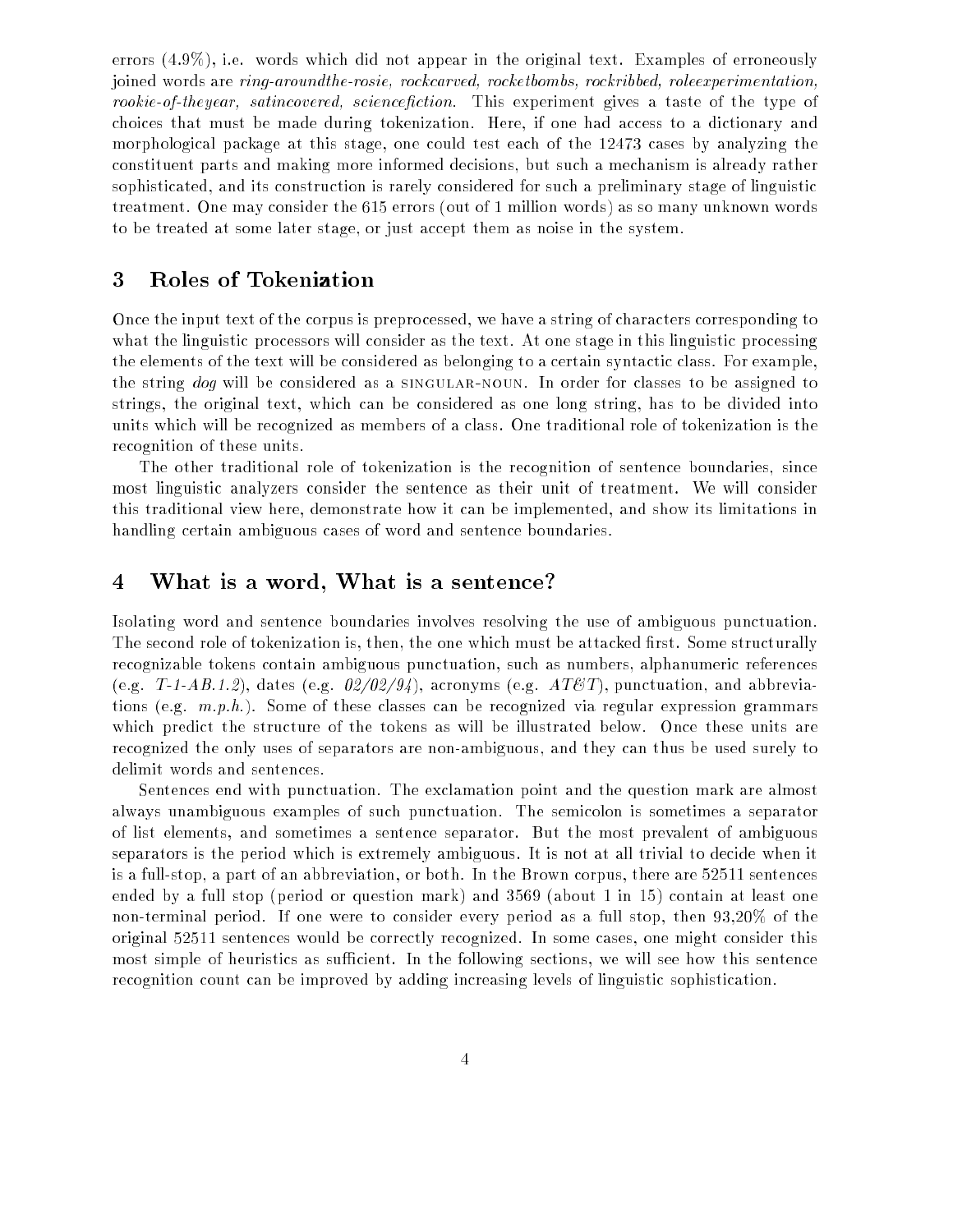errors (4.9%), i.e. words which did not appear in the original text. Examples of erroneously joined words are *ring-aroundthe-rosie, rockcarved, rocketbombs, rockribbed, roleexperimentation, rookie-of-theyear, satincovered, sciencefiction*. This experiment gives a taste of the type of choices that must be made during tokenization. Here, if one had access to a dictionary and morphological package at this stage, one could test each of the 12473 cases by analyzing the constituent parts and making more informed decisions, but such a mechanism is already rather sophisticated, and its construction is rarely considered for such a preliminary stage of linguistic treatment. One may consider the 615 errors (out of 1 million words) as so many unknown words to be treated at some later stage, or just accept them as noise in the system.

## 3 Roles of Tokeniztion

Once the input text of the corpus is preprocessed, we have a string of characters corresponding to what the linguistic processors will consider as the text. At one stage in this linguistic processing the elements of the text will be considered as belonging to a certain syntactic class. For example, the string *dog* will be considered as a SINGULAR-NOUN. In order for classes to be assigned to strings, the original text, which can be considered as one long string, has to be divided into units which will be recognized as members of a class. One traditional role of tokenization is the recognition of these units.

The other traditional role of tokenization is the recognition of sentence boundaries, since most linguistic analyzers consider the sentence as their unit of treatment. We will consider this traditional view here, demonstrate how it can be implemented, and show its limitations in handling certain ambiguous cases of word and sentence boundaries.

## 4 What is a word, What is a sentence?

Isolating word and sentence boundaries involves resolving the use of ambiguous punctuation. The second role of tokenization is, then, the one which must be attacked first. Some structurally recognizable tokens contain ambiguous punctuation, such as numbers, alphanumeric references (e.g. *T-1-AB.1.2*), dates (e.g. *02/02/94*), acronyms (e.g. *AT&T*), punctuation, and abbreviations (e.g. *m.p.h.*). Some of these classes can be recognized via regular expression grammars which predict the structure of the tokens as will be illustrated below. Once these units are recognized the only uses of separators are non-ambiguous, and they can thus be used surely to delimit words and sentences.

Sentences end with punctuation. The exclamation point and the question mark are almost always unambiguous examples of such punctuation. The semicolon is sometimes a separator of list elements, and sometimes a sentence separator. But the most prevalent of ambiguous separators is the period which is extremely ambiguous. It is not at all trivial to decide when it is a full-stop, a part of an abbreviation, or both. In the Brown corpus, there are 52511 sentences ended by a full stop (period or question mark) and 3569 (about 1 in 15) contain at least one non-terminal period. If one were to consider every period as a full stop, then 93,20% of the original 52511 sentences would be correctly recognized. In some cases, one might consider this most simple of heuristics as sufficient. In the following sections, we will see how this sentence recognition count can be improved by adding increasing levels of linguistic sophistication.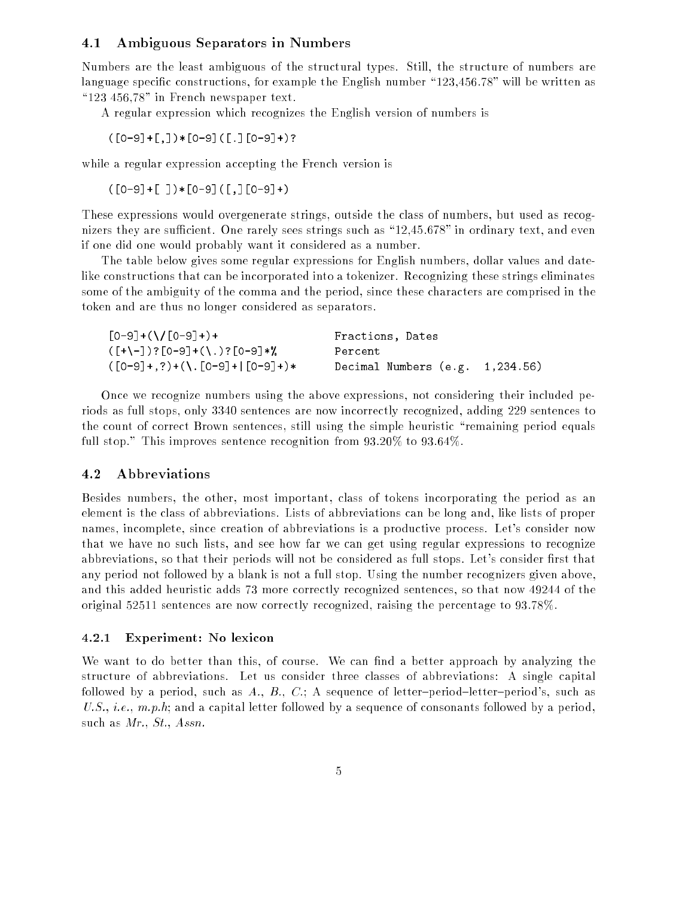### 4.1 Ambiguous Separators in Numbers

Numbers are the least ambiguous of the structural types. Still, the structure of numbers are language specific constructions, for example the English number "123,456.78" will be written as "123 456,78" in French newspaper text.

A regular expression which recognizes the English version of numbers is

```
([0-9]+[,])*[0-9]([.][0-9]+)?
```

while a regular expression accepting the French version is

```
([0-9]+[ ])*[0-9]([,][0-9]+)
```

These expressions would overgenerate strings, outside the class of numbers, but used as recognizers they are sufficient. One rarely sees strings such as "12,45.678" in ordinary text, and even if one did one would probably want it considered as a number.

The table below gives some regular expressions for English numbers, dollar values and date-like constructions that can be incorporated into a tokenizer. Recognizing these strings eliminates some of the ambiguity of the comma and the period, since these characters are comprised in the token and are thus no longer considered as separators.

```
[0-9]+(\/[0-9]+)+                  Fractions, Dates
([+\-])?[0-9]+(\.)?[0-9]*%         Percent
([0-9]+,?)+(\.[0-9]+|[0-9]+)*      Decimal Numbers (e.g.  1,234.56)
```

Once we recognize numbers using the above expressions, not considering their included periods as full stops, only 3340 sentences are now incorrectly recognized, adding 229 sentences to the count of correct Brown sentences, still using the simple heuristic "remaining period equals full stop." This improves sentence recognition from 93.20% to 93.64%.

### 4.2 Abbreviations

Besides numbers, the other, most important, class of tokens incorporating the period as an element is the class of abbreviations. Lists of abbreviations can be long and, like lists of proper names, incomplete, since creation of abbreviations is a productive process. Let's consider now that we have no such lists, and see how far we can get using regular expressions to recognize abbreviations, so that their periods will not be considered as full stops. Let's consider first that any period not followed by a blank is not a full stop. Using the number recognizers given above, and this added heuristic adds 73 more correctly recognized sentences, so that now 49244 of the original 52511 sentences are now correctly recognized, raising the percentage to 93.78%.

#### 4.2.1 Experiment: No lexicon

We want to do better than this, of course. We can find a better approach by analyzing the structure of abbreviations. Let us consider three classes of abbreviations: A single capital followed by a period, such as *A.*, *B.*, *C.*; A sequence of letter–period–letter–period's, such as *U.S.*, *i.e.*, *m.p.h*; and a capital letter followed by a sequence of consonants followed by a period, such as *Mr.*, *St.*, *Assn.*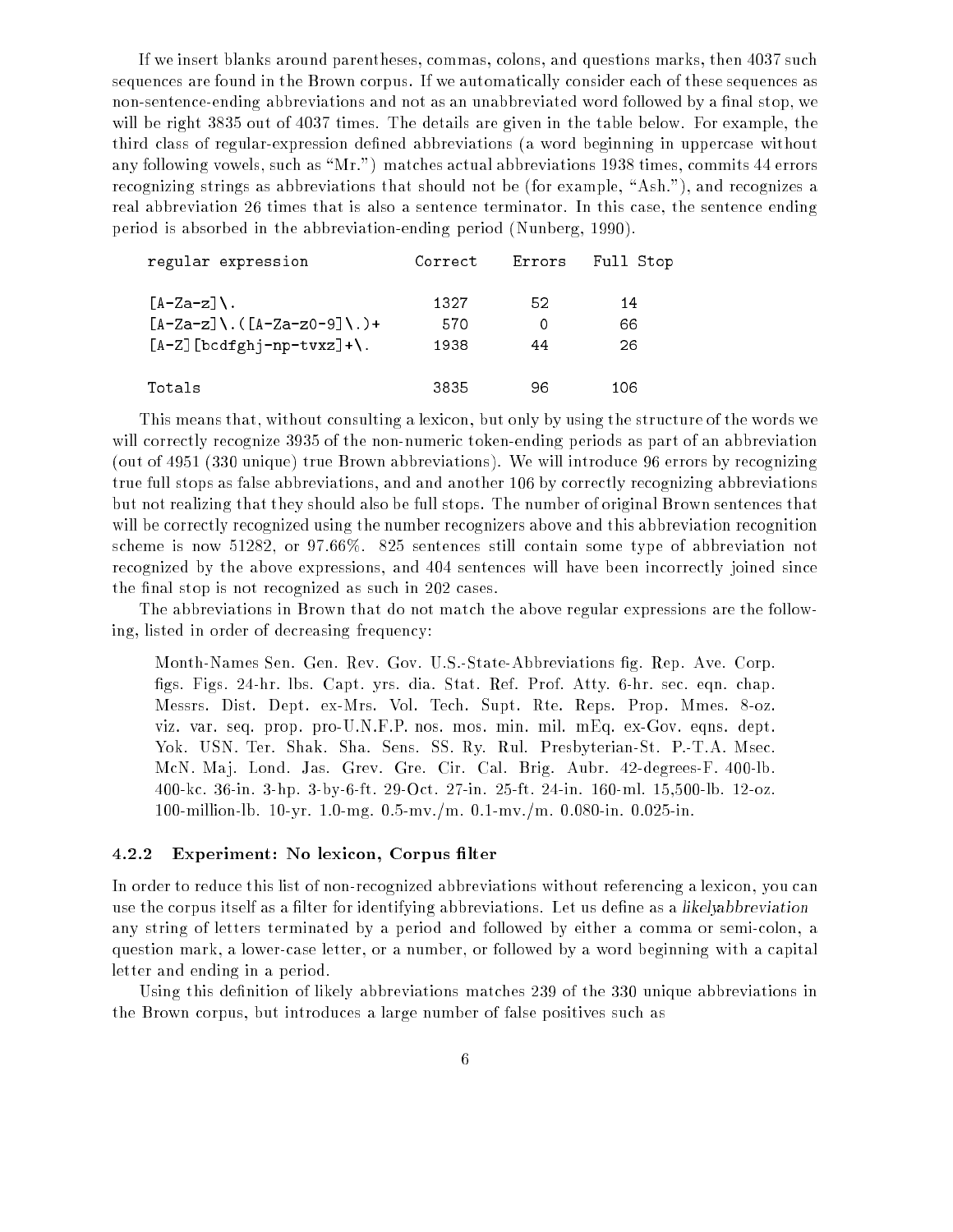If we insert blanks around parentheses, commas, colons, and questions marks, then 4037 such sequences are found in the Brown corpus. If we automatically consider each of these sequences as non-sentence-ending abbreviations and not as an unabbreviated word followed by a final stop, we will be right 3835 out of 4037 times. The details are given in the table below. For example, the third class of regular-expression defined abbreviations (a word beginning in uppercase without any following vowels, such as "Mr.") matches actual abbreviations 1938 times, commits 44 errors recognizing strings as abbreviations that should not be (for example, "Ash."), and recognizes a real abbreviation 26 times that is also a sentence terminator. In this case, the sentence ending period is absorbed in the abbreviation-ending period (Nunberg, 1990).

| regular expression | Correct | Errors | Full Stop |
|---|---|---|---|
| `[A-Za-z]\.` | 1327 | 52 | 14 |
| `[A-Za-z]\.([A-Za-z0-9]\.)+` | 570 | 0 | 66 |
| `[A-Z][bcdfghj-np-tvxz]+\.` | 1938 | 44 | 26 |
| Totals | 3835 | 96 | 106 |

This means that, without consulting a lexicon, but only by using the structure of the words we will correctly recognize 3935 of the non-numeric token-ending periods as part of an abbreviation (out of 4951 (330 unique) true Brown abbreviations). We will introduce 96 errors by recognizing true full stops as false abbreviations, and and another 106 by correctly recognizing abbreviations but not realizing that they should also be full stops. The number of original Brown sentences that will be correctly recognized using the number recognizers above and this abbreviation recognition scheme is now 51282, or 97.66%. 825 sentences still contain some type of abbreviation not recognized by the above expressions, and 404 sentences will have been incorrectly joined since the final stop is not recognized as such in 202 cases.

The abbreviations in Brown that do not match the above regular expressions are the following, listed in order of decreasing frequency:

> Month-Names Sen. Gen. Rev. Gov. U.S.-State-Abbreviations fig. Rep. Ave. Corp. figs. Figs. 24-hr. lbs. Capt. yrs. dia. Stat. Ref. Prof. Atty. 6-hr. sec. eqn. chap. Messrs. Dist. Dept. ex-Mrs. Vol. Tech. Supt. Rte. Reps. Prop. Mmes. 8-oz. viz. var. seq. prop. pro-U.N.F.P. nos. mos. min. mil. mEq. ex-Gov. eqns. dept. Yok. USN. Ter. Shak. Sha. Sens. SS. Ry. Rul. Presbyterian-St. P.-T.A. Msec. McN. Maj. Lond. Jas. Grev. Gre. Cir. Cal. Brig. Aubr. 42-degrees-F. 400-lb. 400-kc. 36-in. 3-hp. 3-by-6-ft. 29-Oct. 27-in. 25-ft. 24-in. 160-ml. 15,500-lb. 12-oz. 100-million-lb. 10-yr. 1.0-mg. 0.5-mv./m. 0.1-mv./m. 0.080-in. 0.025-in.

### 4.2.2 Experiment: No lexicon, Corpus filter

In order to reduce this list of non-recognized abbreviations without referencing a lexicon, you can use the corpus itself as a filter for identifying abbreviations. Let us define as a *likelyabbreviation* any string of letters terminated by a period and followed by either a comma or semi-colon, a question mark, a lower-case letter, or a number, or followed by a word beginning with a capital letter and ending in a period.

Using this definition of likely abbreviations matches 239 of the 330 unique abbreviations in the Brown corpus, but introduces a large number of false positives such as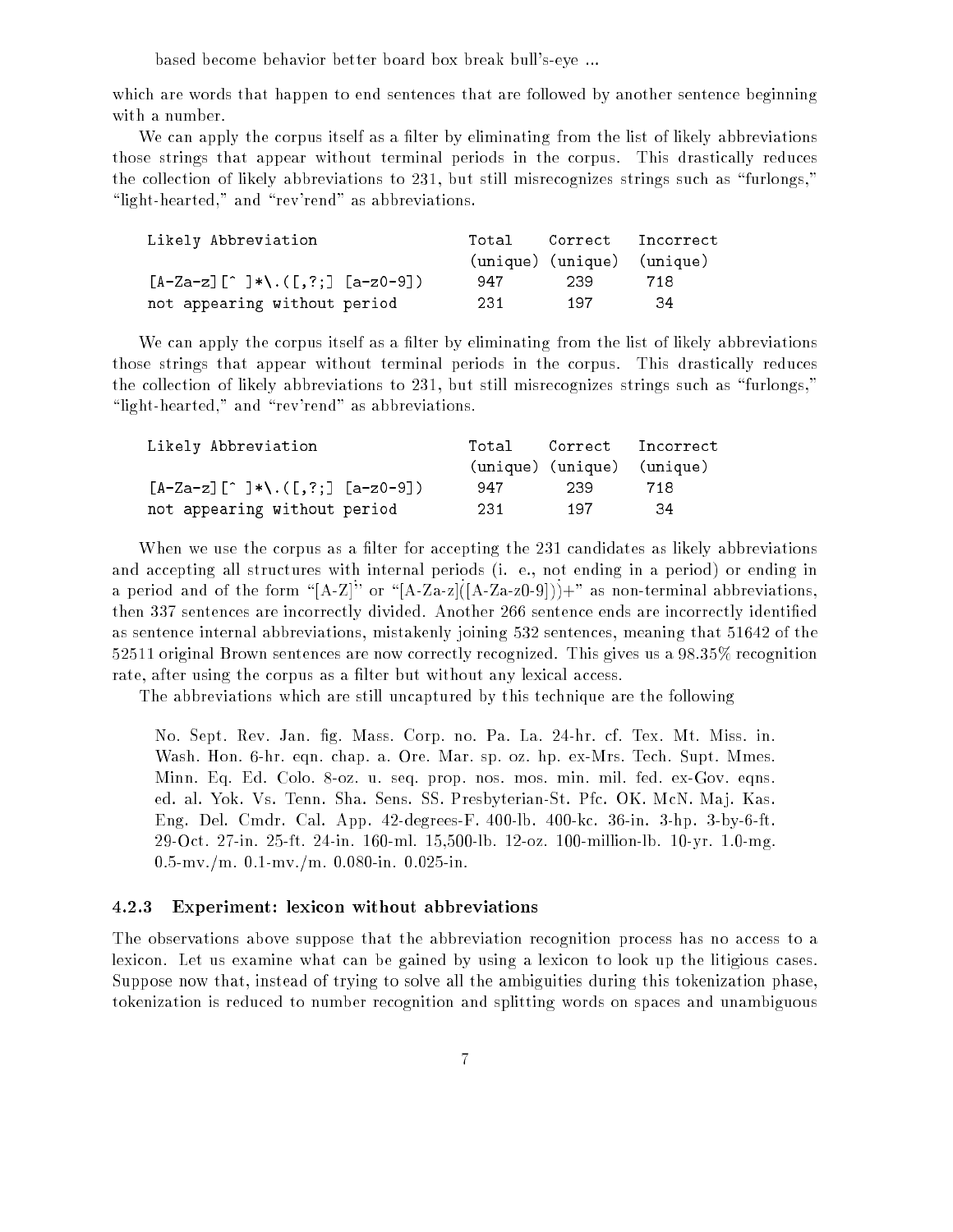based become behavior better board box break bull's-eye ...

which are words that happen to end sentences that are followed by another sentence beginning with a number.

We can apply the corpus itself as a filter by eliminating from the list of likely abbreviations those strings that appear without terminal periods in the corpus. This drastically reduces the collection of likely abbreviations to 231, but still misrecognizes strings such as "furlongs," "light-hearted," and "rev'rend" as abbreviations.

| Likely Abbreviation | Total (unique) | Correct (unique) | Incorrect (unique) |
|---|---|---|---|
| `[A-Za-z][^ ]*\.([,?;] [a-z0-9])` | 947 | 239 | 718 |
| not appearing without period | 231 | 197 | 34 |

We can apply the corpus itself as a filter by eliminating from the list of likely abbreviations those strings that appear without terminal periods in the corpus. This drastically reduces the collection of likely abbreviations to 231, but still misrecognizes strings such as "furlongs," "light-hearted," and "rev'rend" as abbreviations.

| Likely Abbreviation | Total (unique) | Correct (unique) | Incorrect (unique) |
|---|---|---|---|
| `[A-Za-z][^ ]*\.([,?;] [a-z0-9])` | 947 | 239 | 718 |
| not appearing without period | 231 | 197 | 34 |

When we use the corpus as a filter for accepting the 231 candidates as likely abbreviations and accepting all structures with internal periods (i. e., not ending in a period) or ending in a period and of the form "[A-Z]." or "[A-Za-z]([A-Za-z0-9]))+" as non-terminal abbreviations, then 337 sentences are incorrectly divided. Another 266 sentence ends are incorrectly identified as sentence internal abbreviations, mistakenly joining 532 sentences, meaning that 51642 of the 52511 original Brown sentences are now correctly recognized. This gives us a 98.35% recognition rate, after using the corpus as a filter but without any lexical access.

The abbreviations which are still uncaptured by this technique are the following

> No. Sept. Rev. Jan. fig. Mass. Corp. no. Pa. La. 24-hr. cf. Tex. Mt. Miss. in. Wash. Hon. 6-hr. eqn. chap. a. Ore. Mar. sp. oz. hp. ex-Mrs. Tech. Supt. Mmes. Minn. Eq. Ed. Colo. 8-oz. u. seq. prop. nos. mos. min. mil. fed. ex-Gov. eqns. ed. al. Yok. Vs. Tenn. Sha. Sens. SS. Presbyterian-St. Pfc. OK. McN. Maj. Kas. Eng. Del. Cmdr. Cal. App. 42-degrees-F. 400-lb. 400-kc. 36-in. 3-hp. 3-by-6-ft. 29-Oct. 27-in. 25-ft. 24-in. 160-ml. 15,500-lb. 12-oz. 100-million-lb. 10-yr. 1.0-mg. 0.5-mv./m. 0.1-mv./m. 0.080-in. 0.025-in.

### 4.2.3 Experiment: lexicon without abbreviations

The observations above suppose that the abbreviation recognition process has no access to a lexicon. Let us examine what can be gained by using a lexicon to look up the litigious cases. Suppose now that, instead of trying to solve all the ambiguities during this tokenization phase, tokenization is reduced to number recognition and splitting words on spaces and unambiguous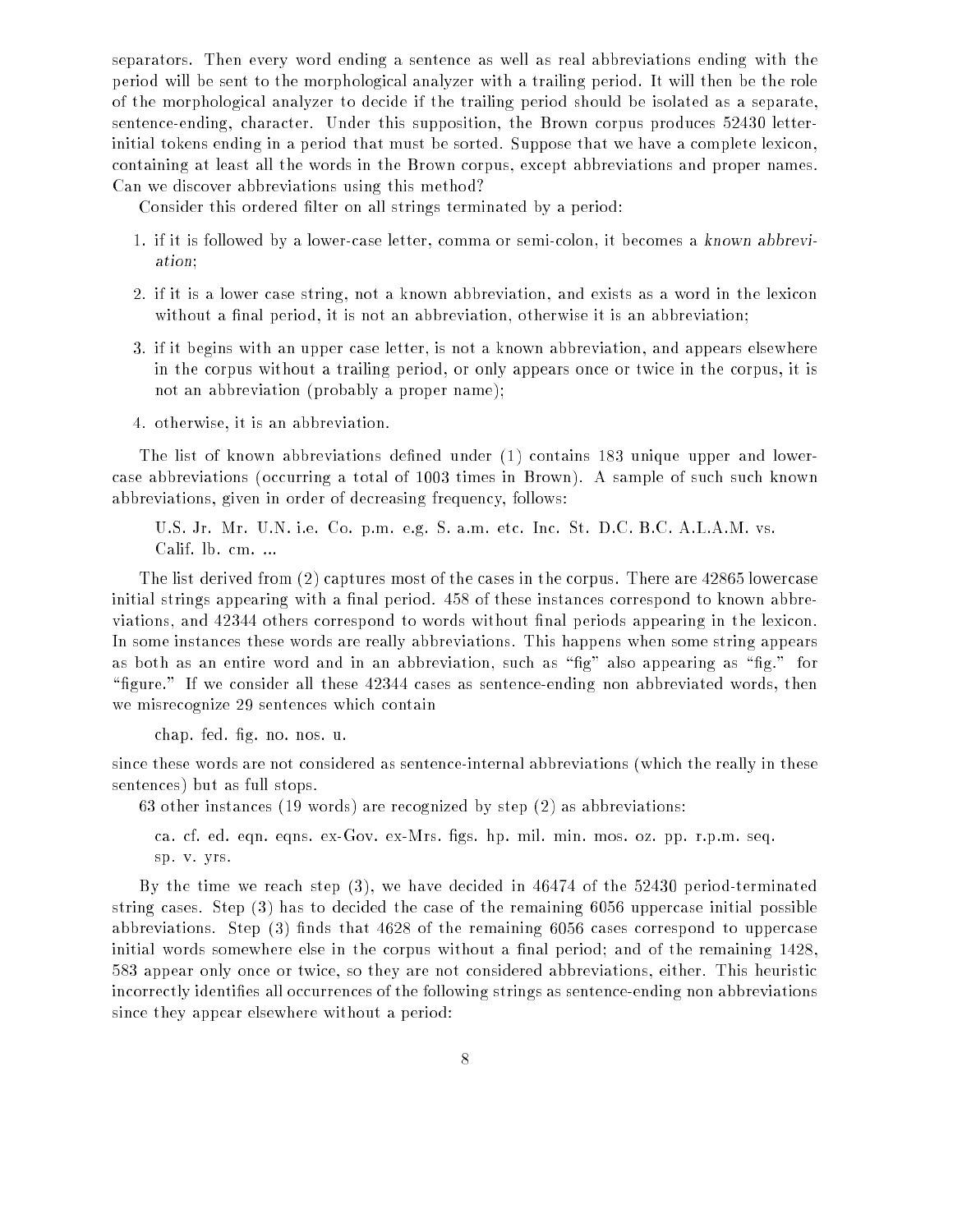separators. Then every word ending a sentence as well as real abbreviations ending with the period will be sent to the morphological analyzer with a trailing period. It will then be the role of the morphological analyzer to decide if the trailing period should be isolated as a separate, sentence-ending, character. Under this supposition, the Brown corpus produces 52430 letter-initial tokens ending in a period that must be sorted. Suppose that we have a complete lexicon, containing at least all the words in the Brown corpus, except abbreviations and proper names. Can we discover abbreviations using this method?

Consider this ordered filter on all strings terminated by a period:

1. if it is followed by a lower-case letter, comma or semi-colon, it becomes a *known abbreviation*;
2. if it is a lower case string, not a known abbreviation, and exists as a word in the lexicon without a final period, it is not an abbreviation, otherwise it is an abbreviation;
3. if it begins with an upper case letter, is not a known abbreviation, and appears elsewhere in the corpus without a trailing period, or only appears once or twice in the corpus, it is not an abbreviation (probably a proper name);
4. otherwise, it is an abbreviation.

The list of known abbreviations defined under (1) contains 183 unique upper and lower-case abbreviations (occurring a total of 1003 times in Brown). A sample of such such known abbreviations, given in order of decreasing frequency, follows:

> U.S. Jr. Mr. U.N. i.e. Co. p.m. e.g. S. a.m. etc. Inc. St. D.C. B.C. A.L.A.M. vs. Calif. lb. cm. ...

The list derived from (2) captures most of the cases in the corpus. There are 42865 lowercase initial strings appearing with a final period. 458 of these instances correspond to known abbreviations, and 42344 others correspond to words without final periods appearing in the lexicon. In some instances these words are really abbreviations. This happens when some string appears as both as an entire word and in an abbreviation, such as "fig" also appearing as "fig." for "figure." If we consider all these 42344 cases as sentence-ending non abbreviated words, then we misrecognize 29 sentences which contain

> chap. fed. fig. no. nos. u.

since these words are not considered as sentence-internal abbreviations (which the really in these sentences) but as full stops.

63 other instances (19 words) are recognized by step (2) as abbreviations:

> ca. cf. ed. eqn. eqns. ex-Gov. ex-Mrs. figs. hp. mil. min. mos. oz. pp. r.p.m. seq. sp. v. yrs.

By the time we reach step (3), we have decided in 46474 of the 52430 period-terminated string cases. Step (3) has to decided the case of the remaining 6056 uppercase initial possible abbreviations. Step (3) finds that 4628 of the remaining 6056 cases correspond to uppercase initial words somewhere else in the corpus without a final period; and of the remaining 1428, 583 appear only once or twice, so they are not considered abbreviations, either. This heuristic incorrectly identifies all occurrences of the following strings as sentence-ending non abbreviations since they appear elsewhere without a period: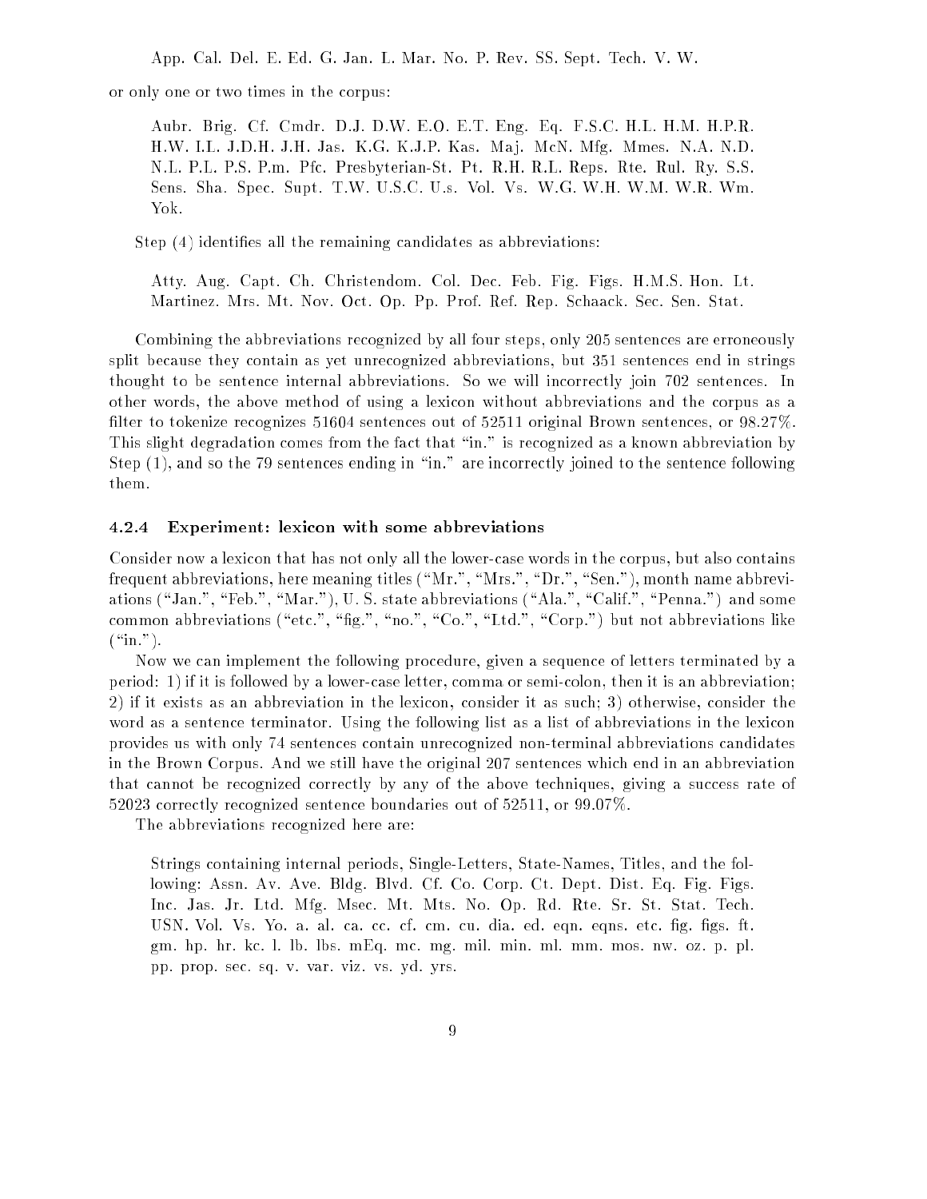App. Cal. Del. E. Ed. G. Jan. L. Mar. No. P. Rev. SS. Sept. Tech. V. W.

or only one or two times in the corpus:

> Aubr. Brig. Cf. Cmdr. D.J. D.W. E.O. E.T. Eng. Eq. F.S.C. H.L. H.M. H.P.R. H.W. I.L. J.D.H. J.H. Jas. K.G. K.J.P. Kas. Maj. McN. Mfg. Mmes. N.A. N.D. N.L. P.L. P.S. P.m. Pfc. Presbyterian-St. Pt. R.H. R.L. Reps. Rte. Rul. Ry. S.S. Sens. Sha. Spec. Supt. T.W. U.S.C. U.s. Vol. Vs. W.G. W.H. W.M. W.R. Wm. Yok.

Step (4) identifies all the remaining candidates as abbreviations:

> Atty. Aug. Capt. Ch. Christendom. Col. Dec. Feb. Fig. Figs. H.M.S. Hon. Lt. Martinez. Mrs. Mt. Nov. Oct. Op. Pp. Prof. Ref. Rep. Schaack. Sec. Sen. Stat.

Combining the abbreviations recognized by all four steps, only 205 sentences are erroneously split because they contain as yet unrecognized abbreviations, but 351 sentences end in strings thought to be sentence internal abbreviations. So we will incorrectly join 702 sentences. In other words, the above method of using a lexicon without abbreviations and the corpus as a filter to tokenize recognizes 51604 sentences out of 52511 original Brown sentences, or 98.27%. This slight degradation comes from the fact that "in." is recognized as a known abbreviation by Step (1), and so the 79 sentences ending in "in." are incorrectly joined to the sentence following them.

#### 4.2.4 Experiment: lexicon with some abbreviations

Consider now a lexicon that has not only all the lower-case words in the corpus, but also contains frequent abbreviations, here meaning titles ("Mr.", "Mrs.", "Dr.", "Sen."), month name abbreviations ("Jan.", "Feb.", "Mar."), U. S. state abbreviations ("Ala.", "Calif.", "Penna.") and some common abbreviations ("etc.", "fig.", "no.", "Co.", "Ltd.", "Corp.") but not abbreviations like ("in.").

Now we can implement the following procedure, given a sequence of letters terminated by a period: 1) if it is followed by a lower-case letter, comma or semi-colon, then it is an abbreviation; 2) if it exists as an abbreviation in the lexicon, consider it as such; 3) otherwise, consider the word as a sentence terminator. Using the following list as a list of abbreviations in the lexicon provides us with only 74 sentences contain unrecognized non-terminal abbreviations candidates in the Brown Corpus. And we still have the original 207 sentences which end in an abbreviation that cannot be recognized correctly by any of the above techniques, giving a success rate of 52023 correctly recognized sentence boundaries out of 52511, or 99.07%.

The abbreviations recognized here are:

> Strings containing internal periods, Single-Letters, State-Names, Titles, and the following: Assn. Av. Ave. Bldg. Blvd. Cf. Co. Corp. Ct. Dept. Dist. Eq. Fig. Figs. Inc. Jas. Jr. Ltd. Mfg. Msec. Mt. Mts. No. Op. Rd. Rte. Sr. St. Stat. Tech. USN. Vol. Vs. Yo. a. al. ca. cc. cf. cm. cu. dia. ed. eqn. eqns. etc. fig. figs. ft. gm. hp. hr. kc. l. lb. lbs. mEq. mc. mg. mil. min. ml. mm. mos. nw. oz. p. pl. pp. prop. sec. sq. v. var. viz. vs. yd. yrs.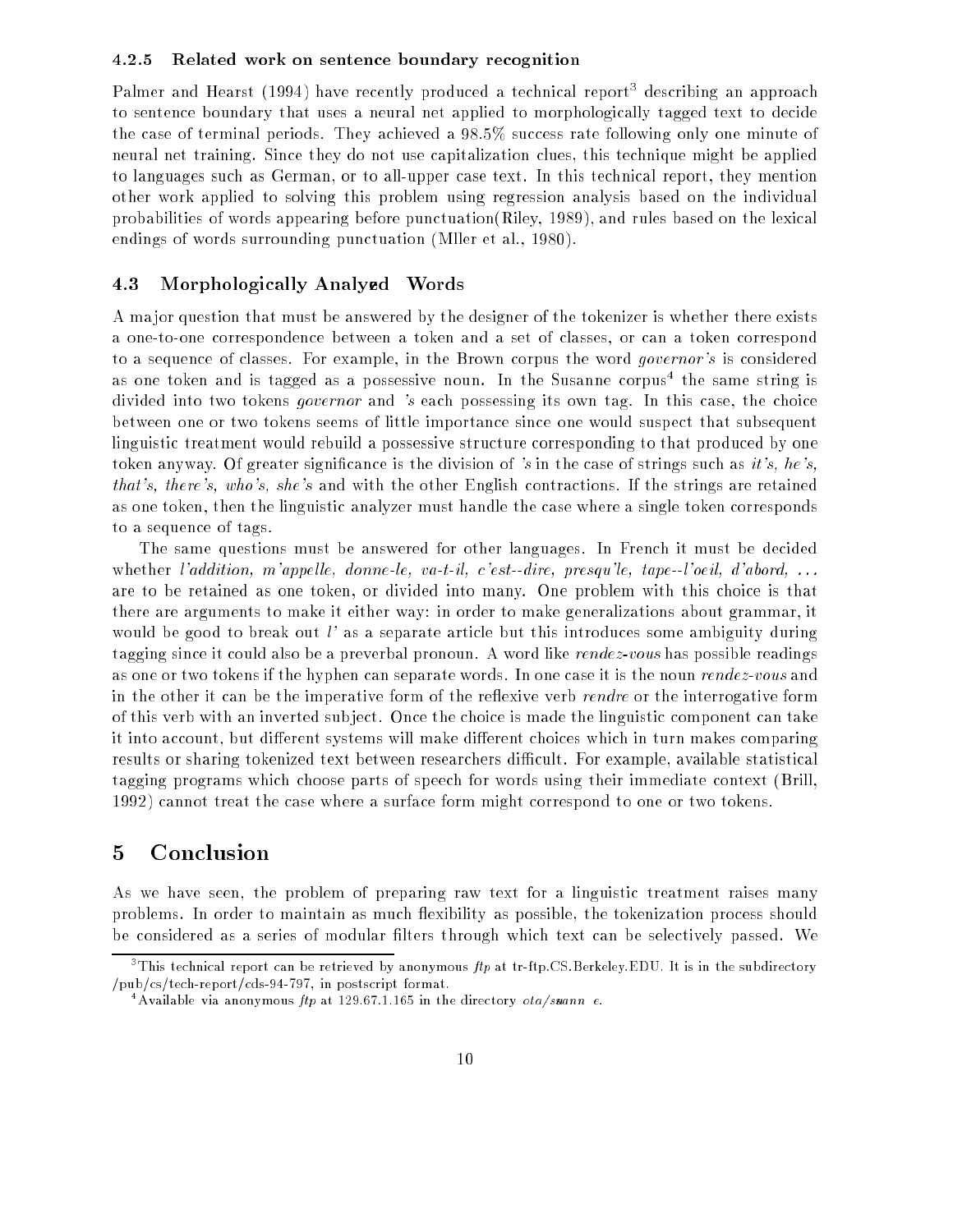#### 4.2.5 Related work on sentence boundary recognition

Palmer and Hearst (1994) have recently produced a technical report[3] describing an approach to sentence boundary that uses a neural net applied to morphologically tagged text to decide the case of terminal periods. They achieved a 98.5% success rate following only one minute of neural net training. Since they do not use capitalization clues, this technique might be applied to languages such as German, or to all-upper case text. In this technical report, they mention other work applied to solving this problem using regression analysis based on the individual probabilities of words appearing before punctuation(Riley, 1989), and rules based on the lexical endings of words surrounding punctuation (Mller et al., 1980).

### 4.3 Morphologically Analyzed Words

A major question that must be answered by the designer of the tokenizer is whether there exists a one-to-one correspondence between a token and a set of classes, or can a token correspond to a sequence of classes. For example, in the Brown corpus the word *governor's* is considered as one token and is tagged as a possessive noun. In the Susanne corpus[4] the same string is divided into two tokens *governor* and *'s* each possessing its own tag. In this case, the choice between one or two tokens seems of little importance since one would suspect that subsequent linguistic treatment would rebuild a possessive structure corresponding to that produced by one token anyway. Of greater significance is the division of *'s* in the case of strings such as *it's, he's, that's, there's, who's, she's* and with the other English contractions. If the strings are retained as one token, then the linguistic analyzer must handle the case where a single token corresponds to a sequence of tags.

The same questions must be answered for other languages. In French it must be decided whether *l'addition, m'appelle, donne-le, va-t-il, c'est--dire, presqu'le, tape--l'oeil, d'abord, ...* are to be retained as one token, or divided into many. One problem with this choice is that there are arguments to make it either way: in order to make generalizations about grammar, it would be good to break out *l'* as a separate article but this introduces some ambiguity during tagging since it could also be a preverbal pronoun. A word like *rendez-vous* has possible readings as one or two tokens if the hyphen can separate words. In one case it is the noun *rendez-vous* and in the other it can be the imperative form of the reflexive verb *rendre* or the interrogative form of this verb with an inverted subject. Once the choice is made the linguistic component can take it into account, but different systems will make different choices which in turn makes comparing results or sharing tokenized text between researchers difficult. For example, available statistical tagging programs which choose parts of speech for words using their immediate context (Brill, 1992) cannot treat the case where a surface form might correspond to one or two tokens.

## 5 Conclusion

As we have seen, the problem of preparing raw text for a linguistic treatment raises many problems. In order to maintain as much flexibility as possible, the tokenization process should be considered as a series of modular filters through which text can be selectively passed. We

---

[3] This technical report can be retrieved by anonymous *ftp* at tr-ftp.CS.Berkeley.EDU. It is in the subdirectory /pub/cs/tech-report/cds-94-797, in postscript format.

[4] Available via anonymous *ftp* at 129.67.1.165 in the directory *ota/susanne*.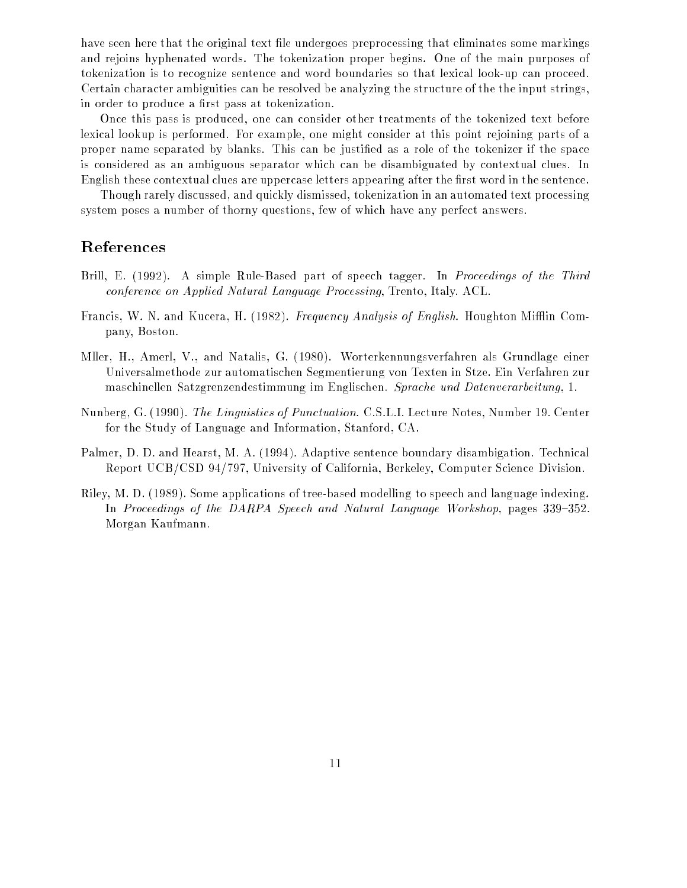have seen here that the original text file undergoes preprocessing that eliminates some markings and rejoins hyphenated words. The tokenization proper begins. One of the main purposes of tokenization is to recognize sentence and word boundaries so that lexical look-up can proceed. Certain character ambiguities can be resolved be analyzing the structure of the the input strings, in order to produce a first pass at tokenization.

Once this pass is produced, one can consider other treatments of the tokenized text before lexical lookup is performed. For example, one might consider at this point rejoining parts of a proper name separated by blanks. This can be justified as a role of the tokenizer if the space is considered as an ambiguous separator which can be disambiguated by contextual clues. In English these contextual clues are uppercase letters appearing after the first word in the sentence.

Though rarely discussed, and quickly dismissed, tokenization in an automated text processing system poses a number of thorny questions, few of which have any perfect answers.

## References

Brill, E. (1992). A simple Rule-Based part of speech tagger. In *Proceedings of the Third conference on Applied Natural Language Processing*, Trento, Italy. ACL.

Francis, W. N. and Kucera, H. (1982). *Frequency Analysis of English*. Houghton Mifflin Company, Boston.

Mller, H., Amerl, V., and Natalis, G. (1980). Worterkennungsverfahren als Grundlage einer Universalmethode zur automatischen Segmentierung von Texten in Stze. Ein Verfahren zur maschinellen Satzgrenzendestimmung im Englischen. *Sprache und Datenverarbeitung*, 1.

Nunberg, G. (1990). *The Linguistics of Punctuation*. C.S.L.I. Lecture Notes, Number 19. Center for the Study of Language and Information, Stanford, CA.

Palmer, D. D. and Hearst, M. A. (1994). Adaptive sentence boundary disambigation. Technical Report UCB/CSD 94/797, University of California, Berkeley, Computer Science Division.

Riley, M. D. (1989). Some applications of tree-based modelling to speech and language indexing. In *Proceedings of the DARPA Speech and Natural Language Workshop*, pages 339–352. Morgan Kaufmann.